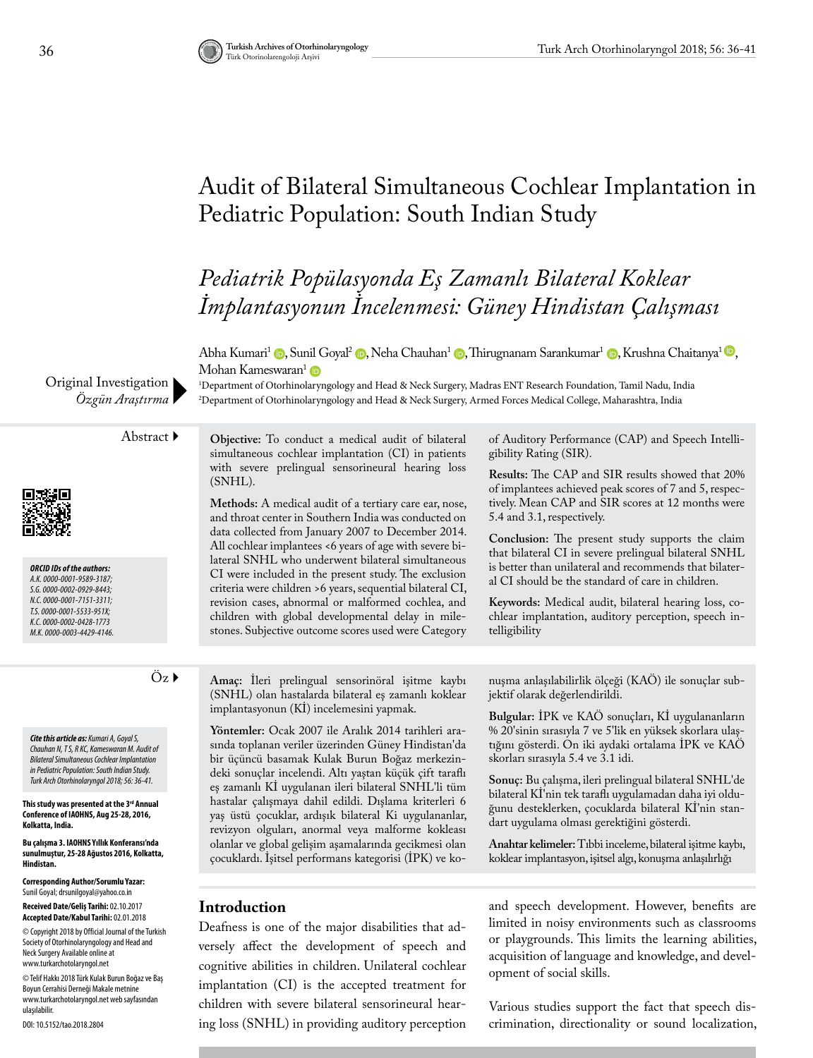# Audit of Bilateral Simultaneous Cochlear Implantation in Pediatric Population: South Indian Study

## *Pediatrik Popülasyonda Eş Zamanlı Bilateral Koklear İmplantasyonun İncelenmesi: Güney Hindistan Çalışması*

Abha Kumari[1], Sunil Goyal[2], Neha Chauhan[1], Thirugnanam Sarankumar[1], Krushna Chaitanya[1], Mohan Kameswaran[1]

[1]Department of Otorhinolaryngology and Head & Neck Surgery, Madras ENT Research Foundation, Tamil Nadu, India
[2]Department of Otorhinolaryngology and Head & Neck Surgery, Armed Forces Medical College, Maharashtra, India

Original Investigation
*Özgün Araştırma*

*ORCID IDs of the authors:*
*A.K. 0000-0001-9589-3187;*
*S.G. 0000-0002-0929-8443;*
*N.C. 0000-0001-7151-3311;*
*T.S. 0000-0001-5533-951X;*
*K.C. 0000-0002-0428-1773*
*M.K. 0000-0003-4429-4146.*

### Abstract

**Objective:** To conduct a medical audit of bilateral simultaneous cochlear implantation (CI) in patients with severe prelingual sensorineural hearing loss (SNHL).

**Methods:** A medical audit of a tertiary care ear, nose, and throat center in Southern India was conducted on data collected from January 2007 to December 2014. All cochlear implantees <6 years of age with severe bilateral SNHL who underwent bilateral simultaneous CI were included in the present study. The exclusion criteria were children >6 years, sequential bilateral CI, revision cases, abnormal or malformed cochlea, and children with global developmental delay in milestones. Subjective outcome scores used were Category of Auditory Performance (CAP) and Speech Intelligibility Rating (SIR).

**Results:** The CAP and SIR results showed that 20% of implantees achieved peak scores of 7 and 5, respectively. Mean CAP and SIR scores at 12 months were 5.4 and 3.1, respectively.

**Conclusion:** The present study supports the claim that bilateral CI in severe prelingual bilateral SNHL is better than unilateral and recommends that bilateral CI should be the standard of care in children.

**Keywords:** Medical audit, bilateral hearing loss, cochlear implantation, auditory perception, speech intelligibility

### Öz

**Amaç:** İleri prelingual sensorinöral işitme kaybı (SNHL) olan hastalarda bilateral eş zamanlı koklear implantasyonun (Kİ) incelemesini yapmak.

**Yöntemler:** Ocak 2007 ile Aralık 2014 tarihleri arasında toplanan veriler üzerinden Güney Hindistan'da bir üçüncü basamak Kulak Burun Boğaz merkezindeki sonuçlar incelendi. Altı yaştan küçük çift taraflı eş zamanlı Kİ uygulanan ileri bilateral SNHL'li tüm hastalar çalışmaya dahil edildi. Dışlama kriterleri 6 yaş üstü çocuklar, ardışık bilateral Ki uygulananlar, revizyon olguları, anormal veya malforme kokleası olanlar ve global gelişim aşamalarında gecikmesi olan çocuklardı. İşitsel performans kategorisi (İPK) ve konuşma anlaşılabilirlik ölçeği (KAÖ) ile sonuçlar subjektif olarak değerlendirildi.

**Bulgular:** İPK ve KAÖ sonuçları, Kİ uygulananların % 20'sinin sırasıyla 7 ve 5'lik en yüksek skorlara ulaştığını gösterdi. On iki aydaki ortalama İPK ve KAÖ skorları sırasıyla 5.4 ve 3.1 idi.

**Sonuç:** Bu çalışma, ileri prelingual bilateral SNHL'de bilateral Kİ'nin tek taraflı uygulamadan daha iyi olduğunu desteklerken, çocuklarda bilateral Kİ'nin standart uygulama olması gerektiğini gösterdi.

**Anahtar kelimeler:** Tıbbi inceleme, bilateral işitme kaybı, koklear implantasyon, işitsel algı, konuşma anlaşılırlığı

*Cite this article as: Kumari A, Goyal S, Chauhan N, T S, R KC, Kameswaran M. Audit of Bilateral Simultaneous Cochlear Implantation in Pediatric Population: South Indian Study. Turk Arch Otorhinolaryngol 2018; 56: 36-41.*

**This study was presented at the 3rd Annual Conference of IAOHNS, Aug 25-28, 2016, Kolkatta, India.**

**Bu çalışma 3. IAOHNS Yıllık Konferansı'nda sunulmuştur, 25-28 Ağustos 2016, Kolkatta, Hindistan.**

**Corresponding Author/Sorumlu Yazar:** Sunil Goyal; drsunilgoyal@yahoo.co.in

**Received Date/Geliş Tarihi:** 02.10.2017
**Accepted Date/Kabul Tarihi:** 02.01.2018

© Copyright 2018 by Official Journal of the Turkish Society of Otorhinolaryngology and Head and Neck Surgery Available online at www.turkarchotolaryngol.net

© Telif Hakkı 2018 Türk Kulak Burun Boğaz ve Baş Boyun Cerrahisi Derneği Makale metnine www.turkarchotolaryngol.net web sayfasından ulaşılabilir.

DOI: 10.5152/tao.2018.2804

## Introduction

Deafness is one of the major disabilities that adversely affect the development of speech and cognitive abilities in children. Unilateral cochlear implantation (CI) is the accepted treatment for children with severe bilateral sensorineural hearing loss (SNHL) in providing auditory perception and speech development. However, benefits are limited in noisy environments such as classrooms or playgrounds. This limits the learning abilities, acquisition of language and knowledge, and development of social skills.

Various studies support the fact that speech discrimination, directionality or sound localization,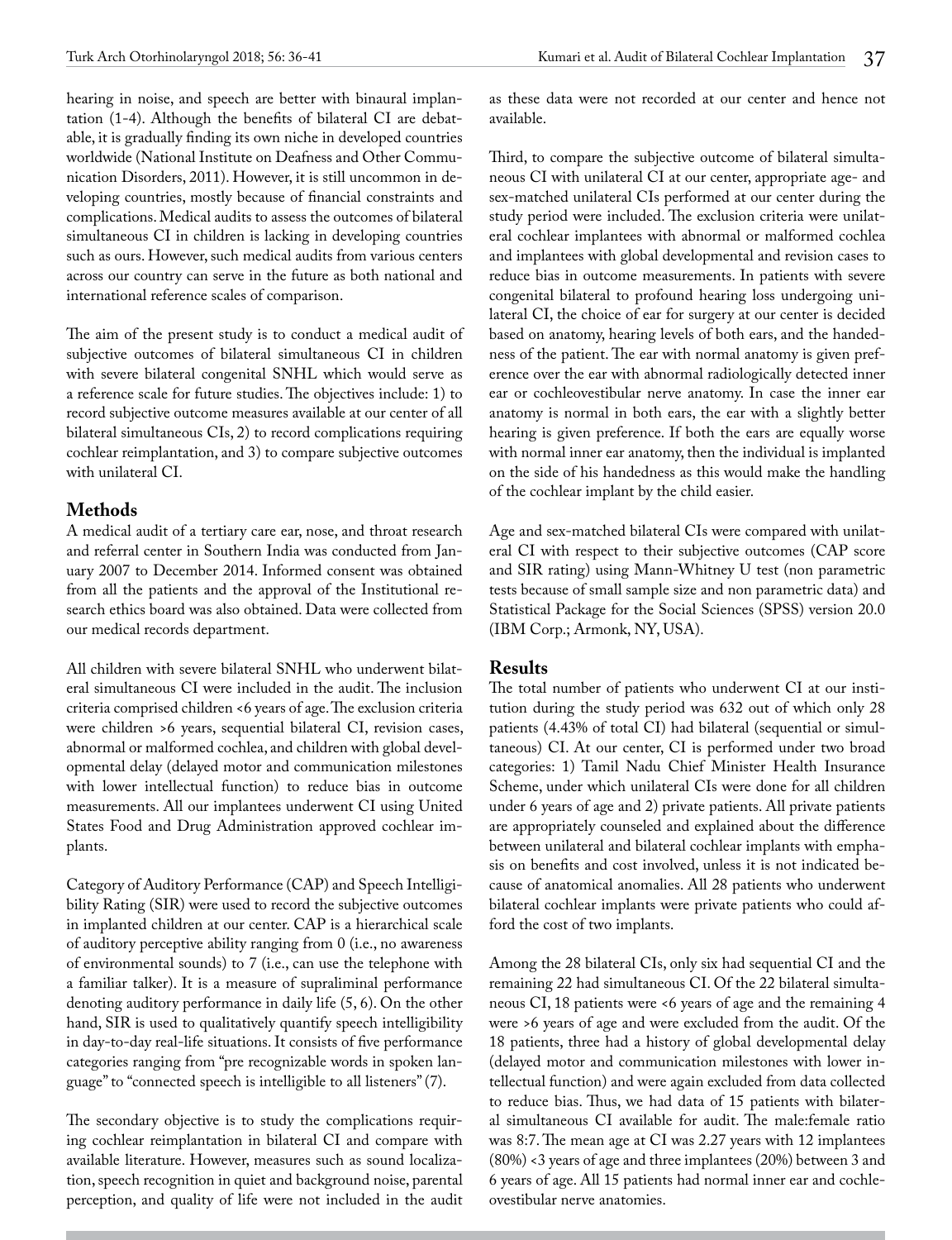hearing in noise, and speech are better with binaural implantation (1-4). Although the benefits of bilateral CI are debatable, it is gradually finding its own niche in developed countries worldwide (National Institute on Deafness and Other Communication Disorders, 2011). However, it is still uncommon in developing countries, mostly because of financial constraints and complications. Medical audits to assess the outcomes of bilateral simultaneous CI in children is lacking in developing countries such as ours. However, such medical audits from various centers across our country can serve in the future as both national and international reference scales of comparison.

The aim of the present study is to conduct a medical audit of subjective outcomes of bilateral simultaneous CI in children with severe bilateral congenital SNHL which would serve as a reference scale for future studies. The objectives include: 1) to record subjective outcome measures available at our center of all bilateral simultaneous CIs, 2) to record complications requiring cochlear reimplantation, and 3) to compare subjective outcomes with unilateral CI.

## Methods

A medical audit of a tertiary care ear, nose, and throat research and referral center in Southern India was conducted from January 2007 to December 2014. Informed consent was obtained from all the patients and the approval of the Institutional research ethics board was also obtained. Data were collected from our medical records department.

All children with severe bilateral SNHL who underwent bilateral simultaneous CI were included in the audit. The inclusion criteria comprised children <6 years of age. The exclusion criteria were children >6 years, sequential bilateral CI, revision cases, abnormal or malformed cochlea, and children with global developmental delay (delayed motor and communication milestones with lower intellectual function) to reduce bias in outcome measurements. All our implantees underwent CI using United States Food and Drug Administration approved cochlear implants.

Category of Auditory Performance (CAP) and Speech Intelligibility Rating (SIR) were used to record the subjective outcomes in implanted children at our center. CAP is a hierarchical scale of auditory perceptive ability ranging from 0 (i.e., no awareness of environmental sounds) to 7 (i.e., can use the telephone with a familiar talker). It is a measure of supraliminal performance denoting auditory performance in daily life (5, 6). On the other hand, SIR is used to qualitatively quantify speech intelligibility in day-to-day real-life situations. It consists of five performance categories ranging from "pre recognizable words in spoken language" to "connected speech is intelligible to all listeners" (7).

The secondary objective is to study the complications requiring cochlear reimplantation in bilateral CI and compare with available literature. However, measures such as sound localization, speech recognition in quiet and background noise, parental perception, and quality of life were not included in the audit as these data were not recorded at our center and hence not available.

Third, to compare the subjective outcome of bilateral simultaneous CI with unilateral CI at our center, appropriate age- and sex-matched unilateral CIs performed at our center during the study period were included. The exclusion criteria were unilateral cochlear implantees with abnormal or malformed cochlea and implantees with global developmental and revision cases to reduce bias in outcome measurements. In patients with severe congenital bilateral to profound hearing loss undergoing unilateral CI, the choice of ear for surgery at our center is decided based on anatomy, hearing levels of both ears, and the handedness of the patient. The ear with normal anatomy is given preference over the ear with abnormal radiologically detected inner ear or cochleovestibular nerve anatomy. In case the inner ear anatomy is normal in both ears, the ear with a slightly better hearing is given preference. If both the ears are equally worse with normal inner ear anatomy, then the individual is implanted on the side of his handedness as this would make the handling of the cochlear implant by the child easier.

Age and sex-matched bilateral CIs were compared with unilateral CI with respect to their subjective outcomes (CAP score and SIR rating) using Mann-Whitney U test (non parametric tests because of small sample size and non parametric data) and Statistical Package for the Social Sciences (SPSS) version 20.0 (IBM Corp.; Armonk, NY, USA).

## Results

The total number of patients who underwent CI at our institution during the study period was 632 out of which only 28 patients (4.43% of total CI) had bilateral (sequential or simultaneous) CI. At our center, CI is performed under two broad categories: 1) Tamil Nadu Chief Minister Health Insurance Scheme, under which unilateral CIs were done for all children under 6 years of age and 2) private patients. All private patients are appropriately counseled and explained about the difference between unilateral and bilateral cochlear implants with emphasis on benefits and cost involved, unless it is not indicated because of anatomical anomalies. All 28 patients who underwent bilateral cochlear implants were private patients who could afford the cost of two implants.

Among the 28 bilateral CIs, only six had sequential CI and the remaining 22 had simultaneous CI. Of the 22 bilateral simultaneous CI, 18 patients were <6 years of age and the remaining 4 were >6 years of age and were excluded from the audit. Of the 18 patients, three had a history of global developmental delay (delayed motor and communication milestones with lower intellectual function) and were again excluded from data collected to reduce bias. Thus, we had data of 15 patients with bilateral simultaneous CI available for audit. The male:female ratio was 8:7. The mean age at CI was 2.27 years with 12 implantees (80%) <3 years of age and three implantees (20%) between 3 and 6 years of age. All 15 patients had normal inner ear and cochleovestibular nerve anatomies.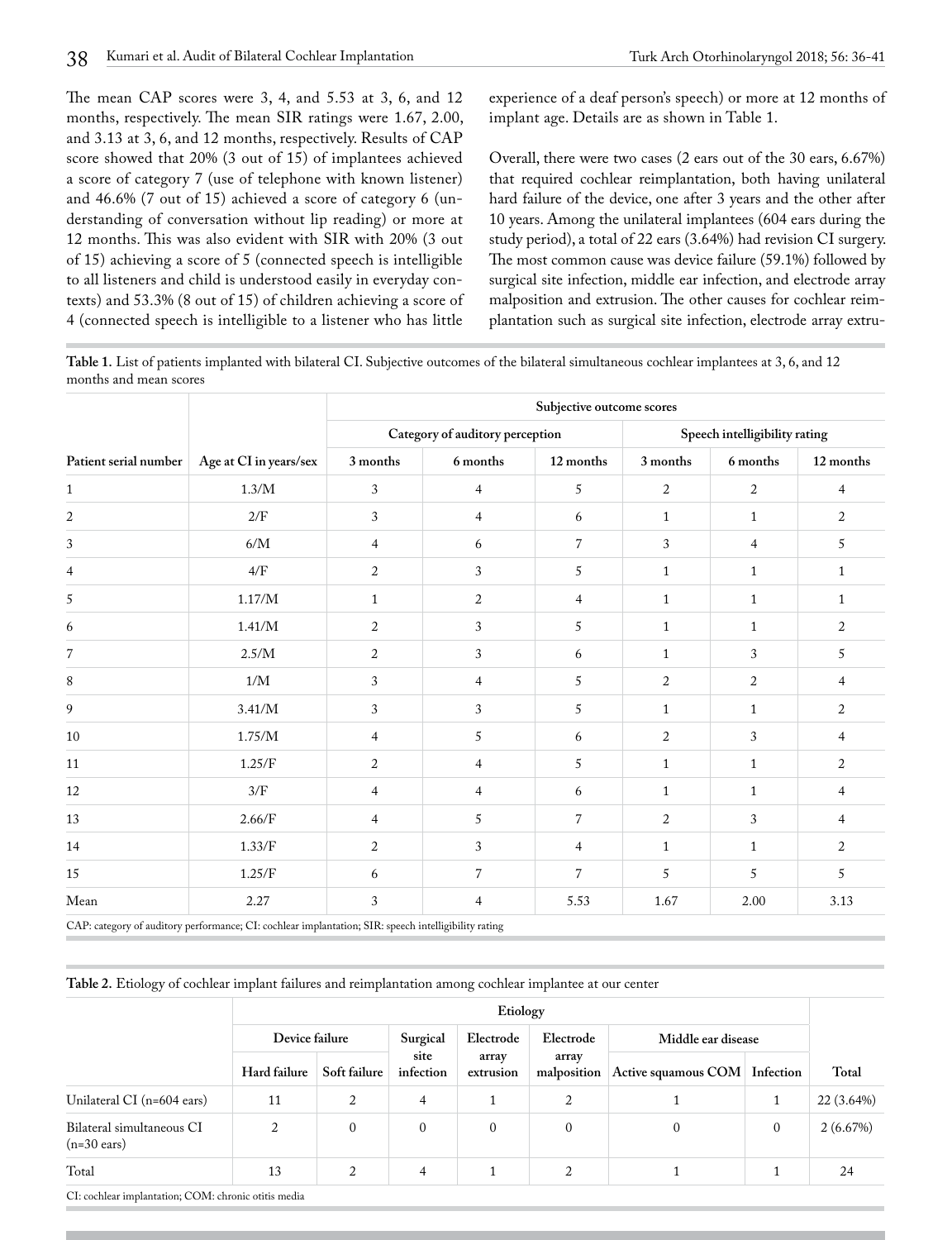The mean CAP scores were 3, 4, and 5.53 at 3, 6, and 12 months, respectively. The mean SIR ratings were 1.67, 2.00, and 3.13 at 3, 6, and 12 months, respectively. Results of CAP score showed that 20% (3 out of 15) of implantees achieved a score of category 7 (use of telephone with known listener) and 46.6% (7 out of 15) achieved a score of category 6 (understanding of conversation without lip reading) or more at 12 months. This was also evident with SIR with 20% (3 out of 15) achieving a score of 5 (connected speech is intelligible to all listeners and child is understood easily in everyday contexts) and 53.3% (8 out of 15) of children achieving a score of 4 (connected speech is intelligible to a listener who has little experience of a deaf person's speech) or more at 12 months of implant age. Details are as shown in Table 1.

Overall, there were two cases (2 ears out of the 30 ears, 6.67%) that required cochlear reimplantation, both having unilateral hard failure of the device, one after 3 years and the other after 10 years. Among the unilateral implantees (604 ears during the study period), a total of 22 ears (3.64%) had revision CI surgery. The most common cause was device failure (59.1%) followed by surgical site infection, middle ear infection, and electrode array malposition and extrusion. The other causes for cochlear reimplantation such as surgical site infection, electrode array extru-

**Table 1.** List of patients implanted with bilateral CI. Subjective outcomes of the bilateral simultaneous cochlear implantees at 3, 6, and 12 months and mean scores

| | | Subjective outcome scores | | | | | |
|---|---|---|---|---|---|---|---|
| | | Category of auditory perception | | | Speech intelligibility rating | | |
| Patient serial number | Age at CI in years/sex | 3 months | 6 months | 12 months | 3 months | 6 months | 12 months |
| 1 | 1.3/M | 3 | 4 | 5 | 2 | 2 | 4 |
| 2 | 2/F | 3 | 4 | 6 | 1 | 1 | 2 |
| 3 | 6/M | 4 | 6 | 7 | 3 | 4 | 5 |
| 4 | 4/F | 2 | 3 | 5 | 1 | 1 | 1 |
| 5 | 1.17/M | 1 | 2 | 4 | 1 | 1 | 1 |
| 6 | 1.41/M | 2 | 3 | 5 | 1 | 1 | 2 |
| 7 | 2.5/M | 2 | 3 | 6 | 1 | 3 | 5 |
| 8 | 1/M | 3 | 4 | 5 | 2 | 2 | 4 |
| 9 | 3.41/M | 3 | 3 | 5 | 1 | 1 | 2 |
| 10 | 1.75/M | 4 | 5 | 6 | 2 | 3 | 4 |
| 11 | 1.25/F | 2 | 4 | 5 | 1 | 1 | 2 |
| 12 | 3/F | 4 | 4 | 6 | 1 | 1 | 4 |
| 13 | 2.66/F | 4 | 5 | 7 | 2 | 3 | 4 |
| 14 | 1.33/F | 2 | 3 | 4 | 1 | 1 | 2 |
| 15 | 1.25/F | 6 | 7 | 7 | 5 | 5 | 5 |
| Mean | 2.27 | 3 | 4 | 5.53 | 1.67 | 2.00 | 3.13 |

CAP: category of auditory performance; CI: cochlear implantation; SIR: speech intelligibility rating

**Table 2.** Etiology of cochlear implant failures and reimplantation among cochlear implantee at our center

| | Etiology | | | | | | | |
|---|---|---|---|---|---|---|---|---|
| | Device failure | | Surgical site infection | Electrode array extrusion | Electrode array malposition | Middle ear disease | | |
| | Hard failure | Soft failure | | | | Active squamous COM | Infection | Total |
| Unilateral CI (n=604 ears) | 11 | 2 | 4 | 1 | 2 | 1 | 1 | 22 (3.64%) |
| Bilateral simultaneous CI (n=30 ears) | 2 | 0 | 0 | 0 | 0 | 0 | 0 | 2 (6.67%) |
| Total | 13 | 2 | 4 | 1 | 2 | 1 | 1 | 24 |

CI: cochlear implantation; COM: chronic otitis media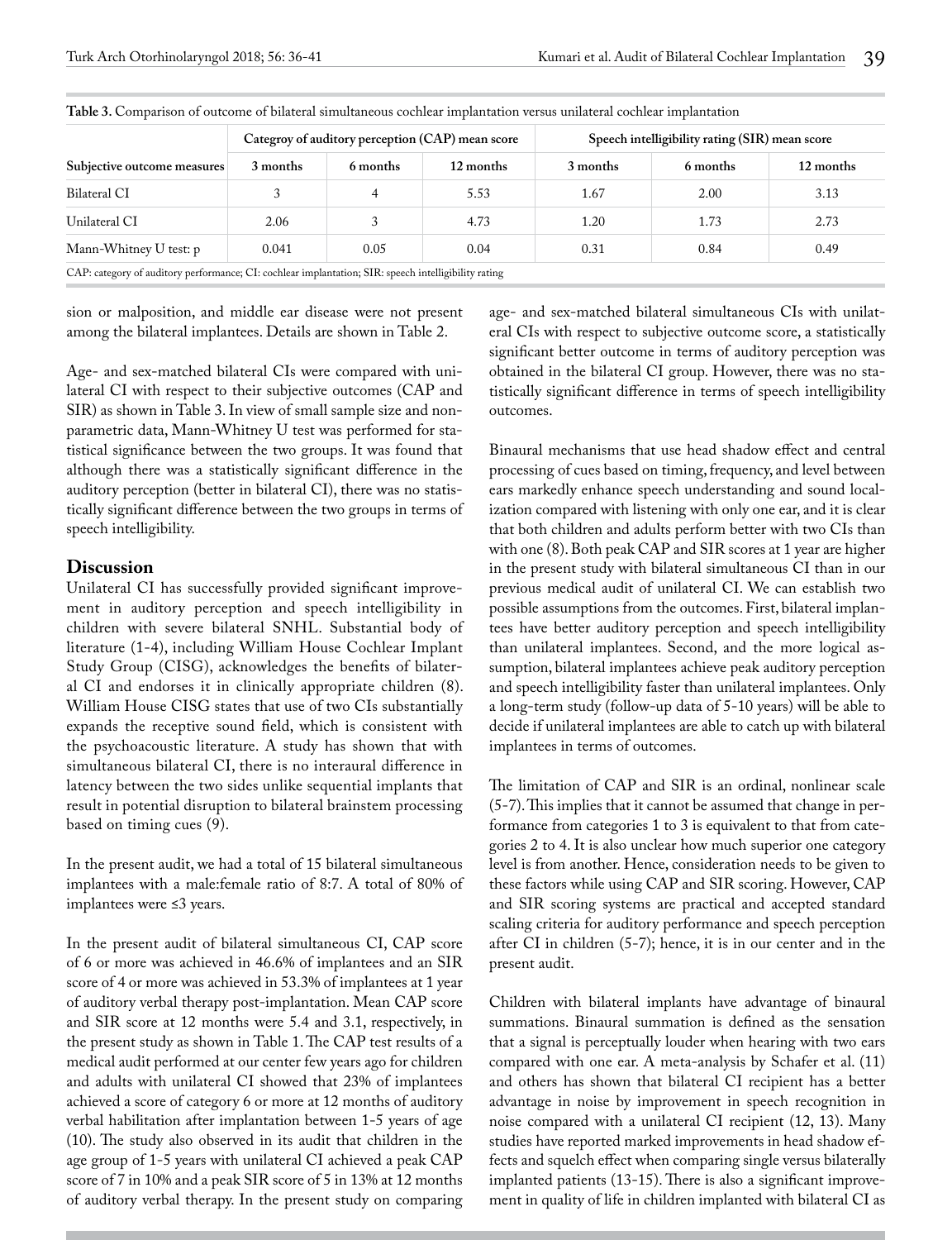**Table 3.** Comparison of outcome of bilateral simultaneous cochlear implantation versus unilateral cochlear implantation

| | Categroy of auditory perception (CAP) mean score | | | Speech intelligibility rating (SIR) mean score | | |
|---|---|---|---|---|---|---|
| Subjective outcome measures | 3 months | 6 months | 12 months | 3 months | 6 months | 12 months |
| Bilateral CI | 3 | 4 | 5.53 | 1.67 | 2.00 | 3.13 |
| Unilateral CI | 2.06 | 3 | 4.73 | 1.20 | 1.73 | 2.73 |
| Mann-Whitney U test: p | 0.041 | 0.05 | 0.04 | 0.31 | 0.84 | 0.49 |

CAP: category of auditory performance; CI: cochlear implantation; SIR: speech intelligibility rating

sion or malposition, and middle ear disease were not present among the bilateral implantees. Details are shown in Table 2.

Age- and sex-matched bilateral CIs were compared with unilateral CI with respect to their subjective outcomes (CAP and SIR) as shown in Table 3. In view of small sample size and nonparametric data, Mann-Whitney U test was performed for statistical significance between the two groups. It was found that although there was a statistically significant difference in the auditory perception (better in bilateral CI), there was no statistically significant difference between the two groups in terms of speech intelligibility.

## Discussion

Unilateral CI has successfully provided significant improvement in auditory perception and speech intelligibility in children with severe bilateral SNHL. Substantial body of literature (1-4), including William House Cochlear Implant Study Group (CISG), acknowledges the benefits of bilateral CI and endorses it in clinically appropriate children (8). William House CISG states that use of two CIs substantially expands the receptive sound field, which is consistent with the psychoacoustic literature. A study has shown that with simultaneous bilateral CI, there is no interaural difference in latency between the two sides unlike sequential implants that result in potential disruption to bilateral brainstem processing based on timing cues (9).

In the present audit, we had a total of 15 bilateral simultaneous implantees with a male:female ratio of 8:7. A total of 80% of implantees were ≤3 years.

In the present audit of bilateral simultaneous CI, CAP score of 6 or more was achieved in 46.6% of implantees and an SIR score of 4 or more was achieved in 53.3% of implantees at 1 year of auditory verbal therapy post-implantation. Mean CAP score and SIR score at 12 months were 5.4 and 3.1, respectively, in the present study as shown in Table 1. The CAP test results of a medical audit performed at our center few years ago for children and adults with unilateral CI showed that 23% of implantees achieved a score of category 6 or more at 12 months of auditory verbal habilitation after implantation between 1-5 years of age (10). The study also observed in its audit that children in the age group of 1-5 years with unilateral CI achieved a peak CAP score of 7 in 10% and a peak SIR score of 5 in 13% at 12 months of auditory verbal therapy. In the present study on comparing age- and sex-matched bilateral simultaneous CIs with unilateral CIs with respect to subjective outcome score, a statistically significant better outcome in terms of auditory perception was obtained in the bilateral CI group. However, there was no statistically significant difference in terms of speech intelligibility outcomes.

Binaural mechanisms that use head shadow effect and central processing of cues based on timing, frequency, and level between ears markedly enhance speech understanding and sound localization compared with listening with only one ear, and it is clear that both children and adults perform better with two CIs than with one (8). Both peak CAP and SIR scores at 1 year are higher in the present study with bilateral simultaneous CI than in our previous medical audit of unilateral CI. We can establish two possible assumptions from the outcomes. First, bilateral implantees have better auditory perception and speech intelligibility than unilateral implantees. Second, and the more logical assumption, bilateral implantees achieve peak auditory perception and speech intelligibility faster than unilateral implantees. Only a long-term study (follow-up data of 5-10 years) will be able to decide if unilateral implantees are able to catch up with bilateral implantees in terms of outcomes.

The limitation of CAP and SIR is an ordinal, nonlinear scale (5-7). This implies that it cannot be assumed that change in performance from categories 1 to 3 is equivalent to that from categories 2 to 4. It is also unclear how much superior one category level is from another. Hence, consideration needs to be given to these factors while using CAP and SIR scoring. However, CAP and SIR scoring systems are practical and accepted standard scaling criteria for auditory performance and speech perception after CI in children (5-7); hence, it is in our center and in the present audit.

Children with bilateral implants have advantage of binaural summations. Binaural summation is defined as the sensation that a signal is perceptually louder when hearing with two ears compared with one ear. A meta-analysis by Schafer et al. (11) and others has shown that bilateral CI recipient has a better advantage in noise by improvement in speech recognition in noise compared with a unilateral CI recipient (12, 13). Many studies have reported marked improvements in head shadow effects and squelch effect when comparing single versus bilaterally implanted patients (13-15). There is also a significant improvement in quality of life in children implanted with bilateral CI as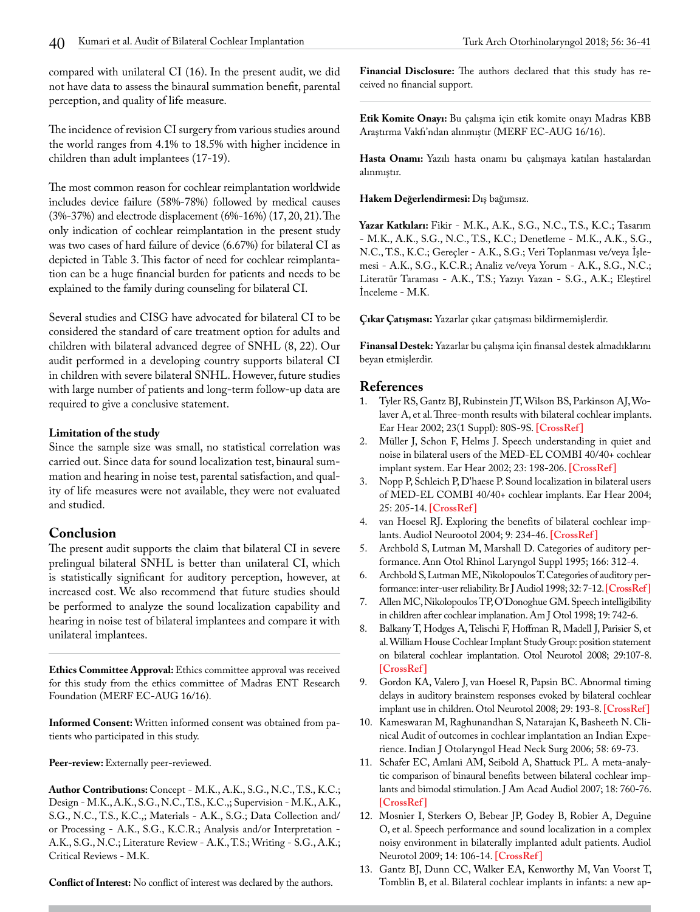compared with unilateral CI (16). In the present audit, we did not have data to assess the binaural summation benefit, parental perception, and quality of life measure.

The incidence of revision CI surgery from various studies around the world ranges from 4.1% to 18.5% with higher incidence in children than adult implantees (17-19).

The most common reason for cochlear reimplantation worldwide includes device failure (58%-78%) followed by medical causes (3%-37%) and electrode displacement (6%-16%) (17, 20, 21). The only indication of cochlear reimplantation in the present study was two cases of hard failure of device (6.67%) for bilateral CI as depicted in Table 3. This factor of need for cochlear reimplantation can be a huge financial burden for patients and needs to be explained to the family during counseling for bilateral CI.

Several studies and CISG have advocated for bilateral CI to be considered the standard of care treatment option for adults and children with bilateral advanced degree of SNHL (8, 22). Our audit performed in a developing country supports bilateral CI in children with severe bilateral SNHL. However, future studies with large number of patients and long-term follow-up data are required to give a conclusive statement.

### Limitation of the study

Since the sample size was small, no statistical correlation was carried out. Since data for sound localization test, binaural summation and hearing in noise test, parental satisfaction, and quality of life measures were not available, they were not evaluated and studied.

## Conclusion

The present audit supports the claim that bilateral CI in severe prelingual bilateral SNHL is better than unilateral CI, which is statistically significant for auditory perception, however, at increased cost. We also recommend that future studies should be performed to analyze the sound localization capability and hearing in noise test of bilateral implantees and compare it with unilateral implantees.

**Ethics Committee Approval:** Ethics committee approval was received for this study from the ethics committee of Madras ENT Research Foundation (MERF EC-AUG 16/16).

**Informed Consent:** Written informed consent was obtained from patients who participated in this study.

**Peer-review:** Externally peer-reviewed.

**Author Contributions:** Concept - M.K., A.K., S.G., N.C., T.S., K.C.; Design - M.K., A.K., S.G., N.C., T.S., K.C.,; Supervision - M.K., A.K., S.G., N.C., T.S., K.C.,; Materials - A.K., S.G.; Data Collection and/or Processing - A.K., S.G., K.C.R.; Analysis and/or Interpretation - A.K., S.G., N.C.; Literature Review - A.K., T.S.; Writing - S.G., A.K.; Critical Reviews - M.K.

**Conflict of Interest:** No conflict of interest was declared by the authors.

**Financial Disclosure:** The authors declared that this study has received no financial support.

**Etik Komite Onayı:** Bu çalışma için etik komite onayı Madras KBB Araştırma Vakfı'ndan alınmıştır (MERF EC-AUG 16/16).

**Hasta Onamı:** Yazılı hasta onamı bu çalışmaya katılan hastalardan alınmıştır.

**Hakem Değerlendirmesi:** Dış bağımsız.

**Yazar Katkıları:** Fikir - M.K., A.K., S.G., N.C., T.S., K.C.; Tasarım - M.K., A.K., S.G., N.C., T.S., K.C.; Denetleme - M.K., A.K., S.G., N.C., T.S., K.C.; Gereçler - A.K., S.G.; Veri Toplanması ve/veya İşlemesi - A.K., S.G., K.C.R.; Analiz ve/veya Yorum - A.K., S.G., N.C.; Literatür Taraması - A.K., T.S.; Yazıyı Yazan - S.G., A.K.; Eleştirel İnceleme - M.K.

**Çıkar Çatışması:** Yazarlar çıkar çatışması bildirmemişlerdir.

**Finansal Destek:** Yazarlar bu çalışma için finansal destek almadıklarını beyan etmişlerdir.

## References

1. Tyler RS, Gantz BJ, Rubinstein JT, Wilson BS, Parkinson AJ, Wolaver A, et al. Three-month results with bilateral cochlear implants. Ear Hear 2002; 23(1 Suppl): 80S-9S. [CrossRef]
2. Müller J, Schon F, Helms J. Speech understanding in quiet and noise in bilateral users of the MED-EL COMBI 40/40+ cochlear implant system. Ear Hear 2002; 23: 198-206. [CrossRef]
3. Nopp P, Schleich P, D'haese P. Sound localization in bilateral users of MED-EL COMBI 40/40+ cochlear implants. Ear Hear 2004; 25: 205-14. [CrossRef]
4. van Hoesel RJ. Exploring the benefits of bilateral cochlear implants. Audiol Neurootol 2004; 9: 234-46. [CrossRef]
5. Archbold S, Lutman M, Marshall D. Categories of auditory performance. Ann Otol Rhinol Laryngol Suppl 1995; 166: 312-4.
6. Archbold S, Lutman ME, Nikolopoulos T. Categories of auditory performance: inter-user reliability. Br J Audiol 1998; 32: 7-12. [CrossRef]
7. Allen MC, Nikolopoulos TP, O'Donoghue GM. Speech intelligibility in children after cochlear implanation. Am J Otol 1998; 19: 742-6.
8. Balkany T, Hodges A, Telischi F, Hoffman R, Madell J, Parisier S, et al. William House Cochlear Implant Study Group: position statement on bilateral cochlear implantation. Otol Neurotol 2008; 29:107-8. [CrossRef]
9. Gordon KA, Valero J, van Hoesel R, Papsin BC. Abnormal timing delays in auditory brainstem responses evoked by bilateral cochlear implant use in children. Otol Neurotol 2008; 29: 193-8. [CrossRef]
10. Kameswaran M, Raghunandhan S, Natarajan K, Basheeth N. Clinical Audit of outcomes in cochlear implantation an Indian Experience. Indian J Otolaryngol Head Neck Surg 2006; 58: 69-73.
11. Schafer EC, Amlani AM, Seibold A, Shattuck PL. A meta-analytic comparison of binaural benefits between bilateral cochlear implants and bimodal stimulation. J Am Acad Audiol 2007; 18: 760-76. [CrossRef]
12. Mosnier I, Sterkers O, Bebear JP, Godey B, Robier A, Deguine O, et al. Speech performance and sound localization in a complex noisy environment in bilaterally implanted adult patients. Audiol Neurotol 2009; 14: 106-14. [CrossRef]
13. Gantz BJ, Dunn CC, Walker EA, Kenworthy M, Van Voorst T, Tomblin B, et al. Bilateral cochlear implants in infants: a new ap-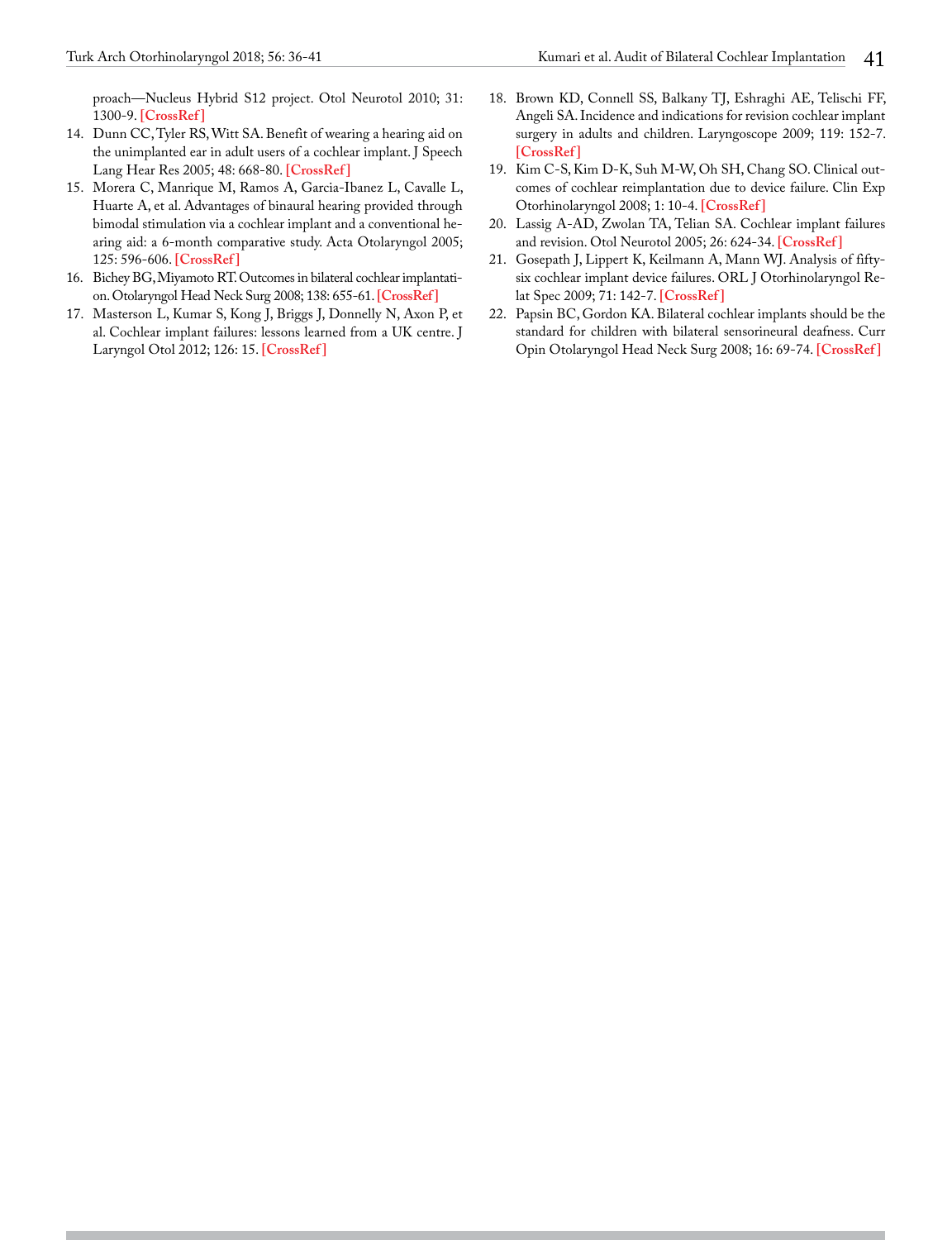proach—Nucleus Hybrid S12 project. Otol Neurotol 2010; 31: 1300-9. [CrossRef]

14. Dunn CC, Tyler RS, Witt SA. Benefit of wearing a hearing aid on the unimplanted ear in adult users of a cochlear implant. J Speech Lang Hear Res 2005; 48: 668-80. [CrossRef]
15. Morera C, Manrique M, Ramos A, Garcia-Ibanez L, Cavalle L, Huarte A, et al. Advantages of binaural hearing provided through bimodal stimulation via a cochlear implant and a conventional hearing aid: a 6-month comparative study. Acta Otolaryngol 2005; 125: 596-606. [CrossRef]
16. Bichey BG, Miyamoto RT. Outcomes in bilateral cochlear implantation. Otolaryngol Head Neck Surg 2008; 138: 655-61. [CrossRef]
17. Masterson L, Kumar S, Kong J, Briggs J, Donnelly N, Axon P, et al. Cochlear implant failures: lessons learned from a UK centre. J Laryngol Otol 2012; 126: 15. [CrossRef]
18. Brown KD, Connell SS, Balkany TJ, Eshraghi AE, Telischi FF, Angeli SA. Incidence and indications for revision cochlear implant surgery in adults and children. Laryngoscope 2009; 119: 152-7. [CrossRef]
19. Kim C-S, Kim D-K, Suh M-W, Oh SH, Chang SO. Clinical outcomes of cochlear reimplantation due to device failure. Clin Exp Otorhinolaryngol 2008; 1: 10-4. [CrossRef]
20. Lassig A-AD, Zwolan TA, Telian SA. Cochlear implant failures and revision. Otol Neurotol 2005; 26: 624-34. [CrossRef]
21. Gosepath J, Lippert K, Keilmann A, Mann WJ. Analysis of fifty-six cochlear implant device failures. ORL J Otorhinolaryngol Relat Spec 2009; 71: 142-7. [CrossRef]
22. Papsin BC, Gordon KA. Bilateral cochlear implants should be the standard for children with bilateral sensorineural deafness. Curr Opin Otolaryngol Head Neck Surg 2008; 16: 69-74. [CrossRef]